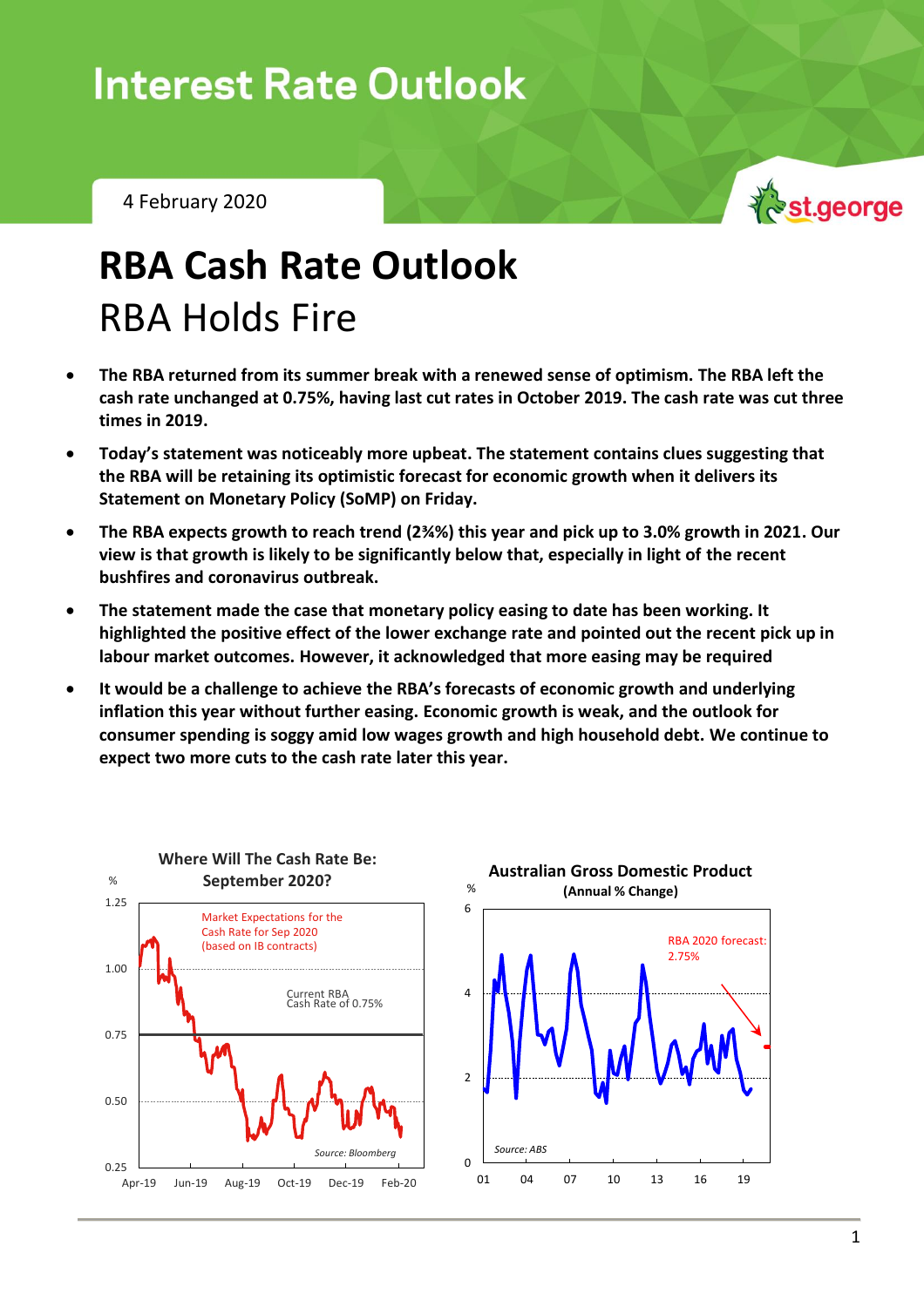# Interest Rate Outlook

4 February 2020

# RBA Cash Rate Outlook

## RBA Holds Fire

- **The RBA returned from its summer break with a renewed sense of optimism. The RBA left the cash rate unchanged at 0.75%, having last cut rates in October 2019. The cash rate was cut three times in 2019.**
- **Today's statement was noticeably more upbeat. The statement contains clues suggesting that the RBA will be retaining its optimistic forecast for economic growth when it delivers its Statement on Monetary Policy (SoMP) on Friday.**
- **The RBA expects growth to reach trend (2¾%) this year and pick up to 3.0% growth in 2021. Our view is that growth is likely to be significantly below that, especially in light of the recent bushfires and coronavirus outbreak.**
- **The statement made the case that monetary policy easing to date has been working. It highlighted the positive effect of the lower exchange rate and pointed out the recent pick up in labour market outcomes. However, it acknowledged that more easing may be required**
- **It would be a challenge to achieve the RBA's forecasts of economic growth and underlying inflation this year without further easing. Economic growth is weak, and the outlook for consumer spending is soggy amid low wages growth and high household debt. We continue to expect two more cuts to the cash rate later this year.**

**Where Will The Cash Rate Be: September 2020?**

Market Expectations for the Cash Rate for Sep 2020 (based on IB contracts)

Current RBA Cash Rate of 0.75%

Source: Bloomberg

**Australian Gross Domestic Product (Annual % Change)**

RBA 2020 forecast: 2.75%

Source: ABS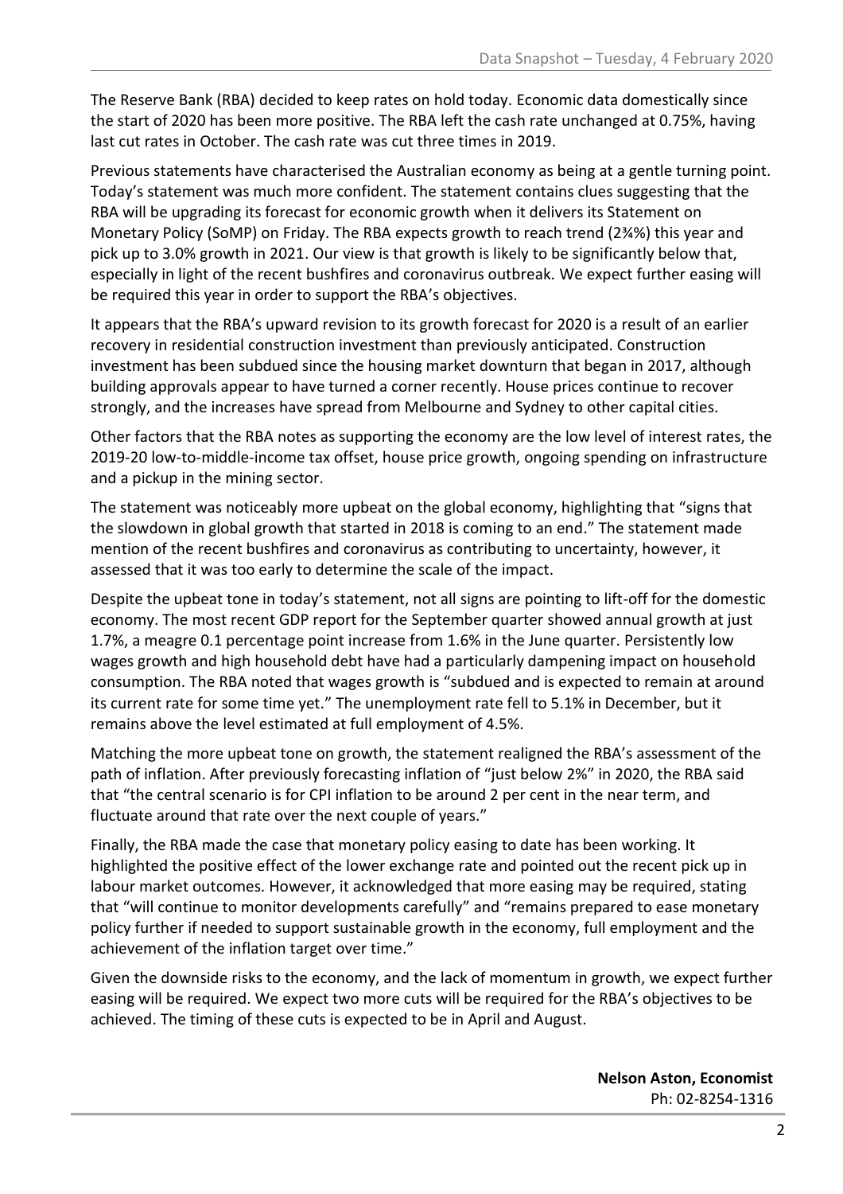The Reserve Bank (RBA) decided to keep rates on hold today. Economic data domestically since the start of 2020 has been more positive. The RBA left the cash rate unchanged at 0.75%, having last cut rates in October. The cash rate was cut three times in 2019.

Previous statements have characterised the Australian economy as being at a gentle turning point. Today's statement was much more confident. The statement contains clues suggesting that the RBA will be upgrading its forecast for economic growth when it delivers its Statement on Monetary Policy (SoMP) on Friday. The RBA expects growth to reach trend (2¾%) this year and pick up to 3.0% growth in 2021. Our view is that growth is likely to be significantly below that, especially in light of the recent bushfires and coronavirus outbreak. We expect further easing will be required this year in order to support the RBA's objectives.

It appears that the RBA's upward revision to its growth forecast for 2020 is a result of an earlier recovery in residential construction investment than previously anticipated. Construction investment has been subdued since the housing market downturn that began in 2017, although building approvals appear to have turned a corner recently. House prices continue to recover strongly, and the increases have spread from Melbourne and Sydney to other capital cities.

Other factors that the RBA notes as supporting the economy are the low level of interest rates, the 2019-20 low-to-middle-income tax offset, house price growth, ongoing spending on infrastructure and a pickup in the mining sector.

The statement was noticeably more upbeat on the global economy, highlighting that "signs that the slowdown in global growth that started in 2018 is coming to an end." The statement made mention of the recent bushfires and coronavirus as contributing to uncertainty, however, it assessed that it was too early to determine the scale of the impact.

Despite the upbeat tone in today's statement, not all signs are pointing to lift-off for the domestic economy. The most recent GDP report for the September quarter showed annual growth at just 1.7%, a meagre 0.1 percentage point increase from 1.6% in the June quarter. Persistently low wages growth and high household debt have had a particularly dampening impact on household consumption. The RBA noted that wages growth is "subdued and is expected to remain at around its current rate for some time yet." The unemployment rate fell to 5.1% in December, but it remains above the level estimated at full employment of 4.5%.

Matching the more upbeat tone on growth, the statement realigned the RBA's assessment of the path of inflation. After previously forecasting inflation of "just below 2%" in 2020, the RBA said that "the central scenario is for CPI inflation to be around 2 per cent in the near term, and fluctuate around that rate over the next couple of years."

Finally, the RBA made the case that monetary policy easing to date has been working. It highlighted the positive effect of the lower exchange rate and pointed out the recent pick up in labour market outcomes. However, it acknowledged that more easing may be required, stating that "will continue to monitor developments carefully" and "remains prepared to ease monetary policy further if needed to support sustainable growth in the economy, full employment and the achievement of the inflation target over time."

Given the downside risks to the economy, and the lack of momentum in growth, we expect further easing will be required. We expect two more cuts will be required for the RBA's objectives to be achieved. The timing of these cuts is expected to be in April and August.

**Nelson Aston, Economist**
Ph: 02-8254-1316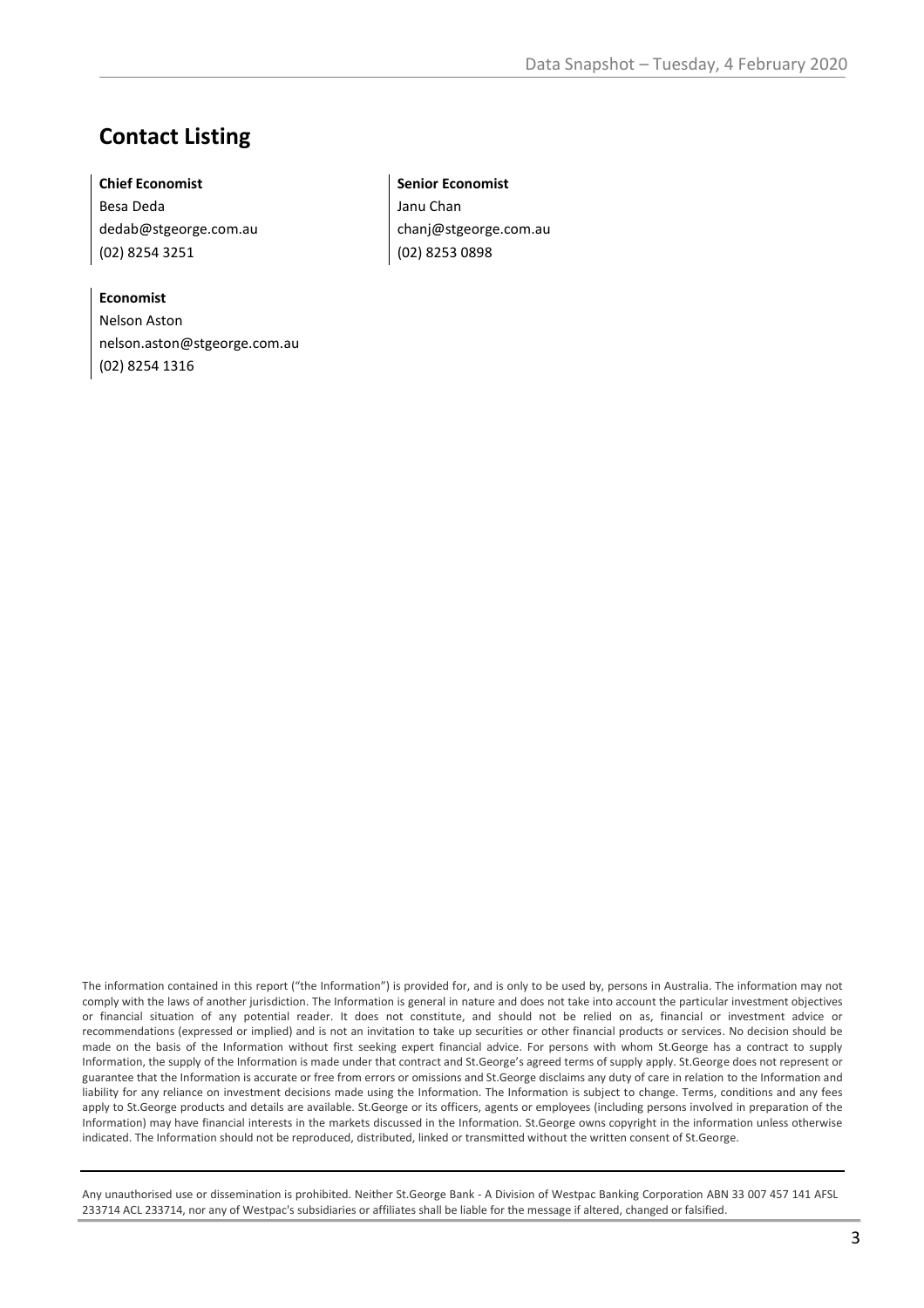## Contact Listing

**Chief Economist**
Besa Deda
dedab@stgeorge.com.au
(02) 8254 3251

**Senior Economist**
Janu Chan
chanj@stgeorge.com.au
(02) 8253 0898

**Economist**
Nelson Aston
nelson.aston@stgeorge.com.au
(02) 8254 1316

The information contained in this report ("the Information") is provided for, and is only to be used by, persons in Australia. The information may not comply with the laws of another jurisdiction. The Information is general in nature and does not take into account the particular investment objectives or financial situation of any potential reader. It does not constitute, and should not be relied on as, financial or investment advice or recommendations (expressed or implied) and is not an invitation to take up securities or other financial products or services. No decision should be made on the basis of the Information without first seeking expert financial advice. For persons with whom St.George has a contract to supply Information, the supply of the Information is made under that contract and St.George's agreed terms of supply apply. St.George does not represent or guarantee that the Information is accurate or free from errors or omissions and St.George disclaims any duty of care in relation to the Information and liability for any reliance on investment decisions made using the Information. The Information is subject to change. Terms, conditions and any fees apply to St.George products and details are available. St.George or its officers, agents or employees (including persons involved in preparation of the Information) may have financial interests in the markets discussed in the Information. St.George owns copyright in the information unless otherwise indicated. The Information should not be reproduced, distributed, linked or transmitted without the written consent of St.George.

Any unauthorised use or dissemination is prohibited. Neither St.George Bank - A Division of Westpac Banking Corporation ABN 33 007 457 141 AFSL 233714 ACL 233714, nor any of Westpac's subsidiaries or affiliates shall be liable for the message if altered, changed or falsified.